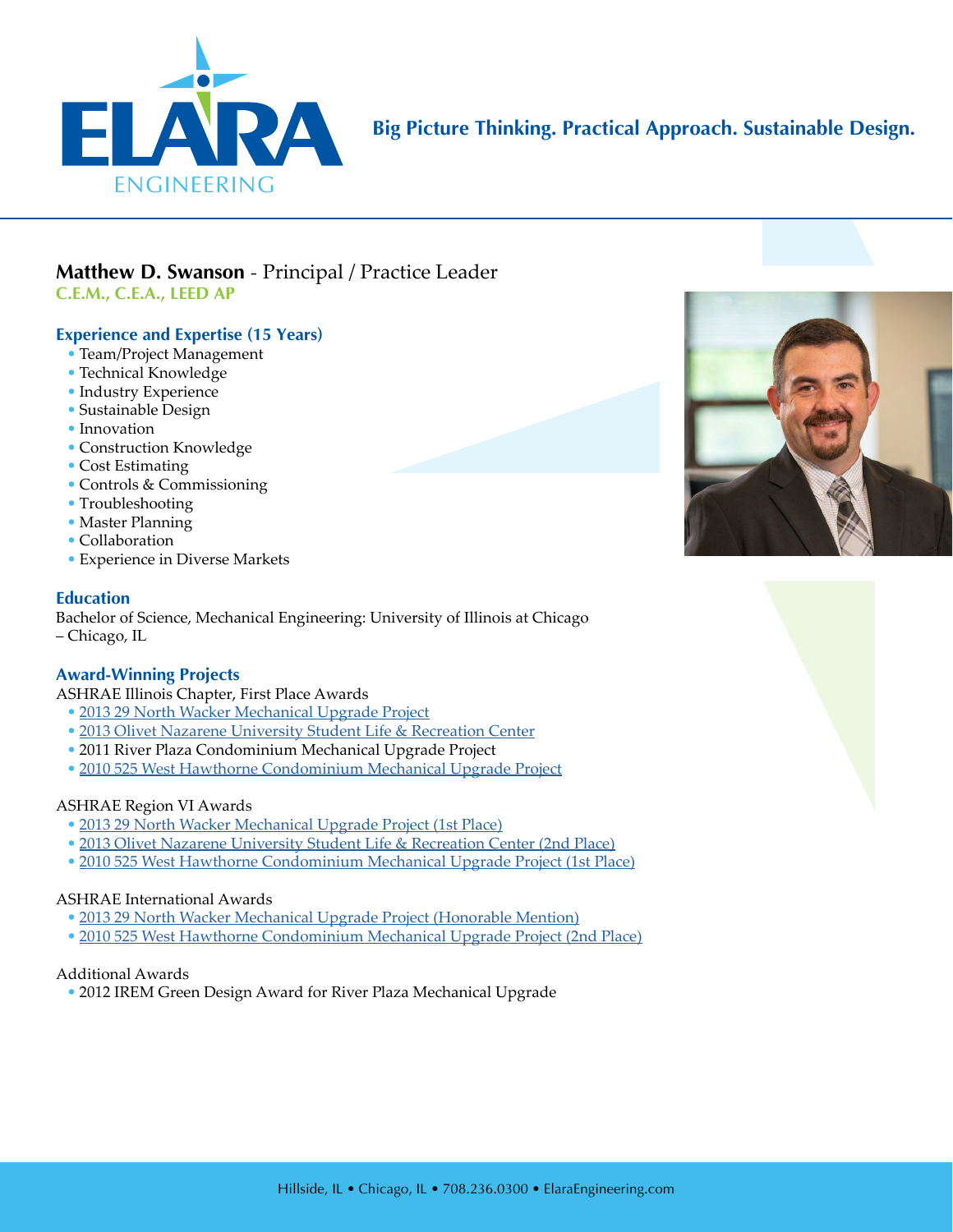ELARA ENGINEERING

**Big Picture Thinking. Practical Approach. Sustainable Design.**

## Matthew D. Swanson - Principal / Practice Leader

**C.E.M., C.E.A., LEED AP**

### Experience and Expertise (15 Years)

- Team/Project Management
- Technical Knowledge
- Industry Experience
- Sustainable Design
- Innovation
- Construction Knowledge
- Cost Estimating
- Controls & Commissioning
- Troubleshooting
- Master Planning
- Collaboration
- Experience in Diverse Markets

### Education

Bachelor of Science, Mechanical Engineering: University of Illinois at Chicago – Chicago, IL

### Award-Winning Projects

ASHRAE Illinois Chapter, First Place Awards

- 2013 29 North Wacker Mechanical Upgrade Project
- 2013 Olivet Nazarene University Student Life & Recreation Center
- 2011 River Plaza Condominium Mechanical Upgrade Project
- 2010 525 West Hawthorne Condominium Mechanical Upgrade Project

ASHRAE Region VI Awards

- 2013 29 North Wacker Mechanical Upgrade Project (1st Place)
- 2013 Olivet Nazarene University Student Life & Recreation Center (2nd Place)
- 2010 525 West Hawthorne Condominium Mechanical Upgrade Project (1st Place)

ASHRAE International Awards

- 2013 29 North Wacker Mechanical Upgrade Project (Honorable Mention)
- 2010 525 West Hawthorne Condominium Mechanical Upgrade Project (2nd Place)

Additional Awards

- 2012 IREM Green Design Award for River Plaza Mechanical Upgrade

Hillside, IL • Chicago, IL • 708.236.0300 • ElaraEngineering.com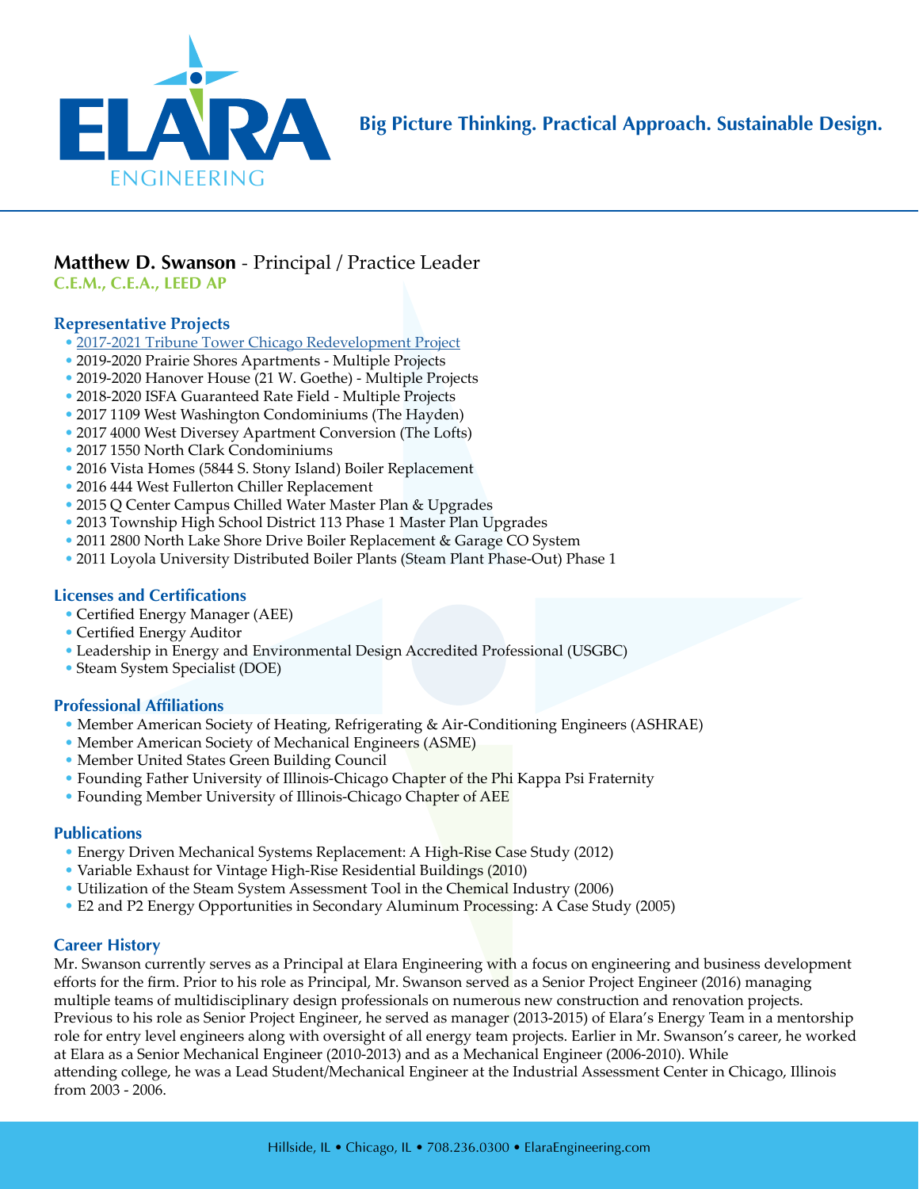ELARA ENGINEERING

**Big Picture Thinking. Practical Approach. Sustainable Design.**

# Matthew D. Swanson - Principal / Practice Leader

**C.E.M., C.E.A., LEED AP**

## Representative Projects

- 2017-2021 Tribune Tower Chicago Redevelopment Project
- 2019-2020 Prairie Shores Apartments - Multiple Projects
- 2019-2020 Hanover House (21 W. Goethe) - Multiple Projects
- 2018-2020 ISFA Guaranteed Rate Field - Multiple Projects
- 2017 1109 West Washington Condominiums (The Hayden)
- 2017 4000 West Diversey Apartment Conversion (The Lofts)
- 2017 1550 North Clark Condominiums
- 2016 Vista Homes (5844 S. Stony Island) Boiler Replacement
- 2016 444 West Fullerton Chiller Replacement
- 2015 Q Center Campus Chilled Water Master Plan & Upgrades
- 2013 Township High School District 113 Phase 1 Master Plan Upgrades
- 2011 2800 North Lake Shore Drive Boiler Replacement & Garage CO System
- 2011 Loyola University Distributed Boiler Plants (Steam Plant Phase-Out) Phase 1

## Licenses and Certifications

- Certified Energy Manager (AEE)
- Certified Energy Auditor
- Leadership in Energy and Environmental Design Accredited Professional (USGBC)
- Steam System Specialist (DOE)

## Professional Affiliations

- Member American Society of Heating, Refrigerating & Air-Conditioning Engineers (ASHRAE)
- Member American Society of Mechanical Engineers (ASME)
- Member United States Green Building Council
- Founding Father University of Illinois-Chicago Chapter of the Phi Kappa Psi Fraternity
- Founding Member University of Illinois-Chicago Chapter of AEE

## Publications

- Energy Driven Mechanical Systems Replacement: A High-Rise Case Study (2012)
- Variable Exhaust for Vintage High-Rise Residential Buildings (2010)
- Utilization of the Steam System Assessment Tool in the Chemical Industry (2006)
- E2 and P2 Energy Opportunities in Secondary Aluminum Processing: A Case Study (2005)

## Career History

Mr. Swanson currently serves as a Principal at Elara Engineering with a focus on engineering and business development efforts for the firm. Prior to his role as Principal, Mr. Swanson served as a Senior Project Engineer (2016) managing multiple teams of multidisciplinary design professionals on numerous new construction and renovation projects. Previous to his role as Senior Project Engineer, he served as manager (2013-2015) of Elara's Energy Team in a mentorship role for entry level engineers along with oversight of all energy team projects. Earlier in Mr. Swanson's career, he worked at Elara as a Senior Mechanical Engineer (2010-2013) and as a Mechanical Engineer (2006-2010). While attending college, he was a Lead Student/Mechanical Engineer at the Industrial Assessment Center in Chicago, Illinois from 2003 - 2006.

Hillside, IL • Chicago, IL • 708.236.0300 • ElaraEngineering.com